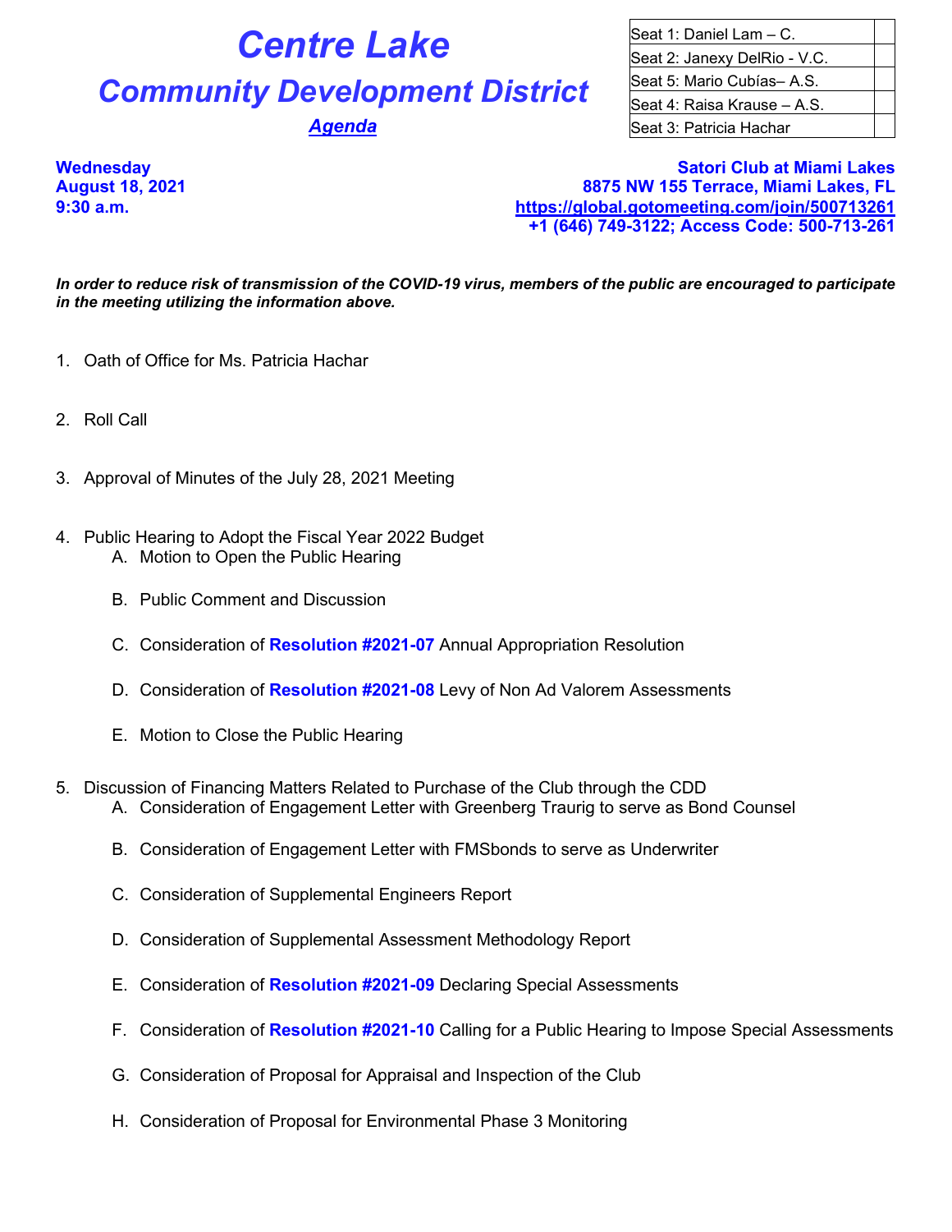# Centre Lake

## Community Development District

***Agenda***

| Seat 1: Daniel Lam – C. | |
|---|---|
| Seat 2: Janexy DelRio - V.C. | |
| Seat 5: Mario Cubías– A.S. | |
| Seat 4: Raisa Krause – A.S. | |
| Seat 3: Patricia Hachar | |

**Wednesday**
**August 18, 2021**
**9:30 a.m.**

**Satori Club at Miami Lakes**
**8875 NW 155 Terrace, Miami Lakes, FL**
**https://global.gotomeeting.com/join/500713261**
**+1 (646) 749-3122; Access Code: 500-713-261**

***In order to reduce risk of transmission of the COVID-19 virus, members of the public are encouraged to participate in the meeting utilizing the information above.***

1. Oath of Office for Ms. Patricia Hachar

2. Roll Call

3. Approval of Minutes of the July 28, 2021 Meeting

4. Public Hearing to Adopt the Fiscal Year 2022 Budget
   A. Motion to Open the Public Hearing

   B. Public Comment and Discussion

   C. Consideration of **Resolution #2021-07** Annual Appropriation Resolution

   D. Consideration of **Resolution #2021-08** Levy of Non Ad Valorem Assessments

   E. Motion to Close the Public Hearing

5. Discussion of Financing Matters Related to Purchase of the Club through the CDD
   A. Consideration of Engagement Letter with Greenberg Traurig to serve as Bond Counsel

   B. Consideration of Engagement Letter with FMSbonds to serve as Underwriter

   C. Consideration of Supplemental Engineers Report

   D. Consideration of Supplemental Assessment Methodology Report

   E. Consideration of **Resolution #2021-09** Declaring Special Assessments

   F. Consideration of **Resolution #2021-10** Calling for a Public Hearing to Impose Special Assessments

   G. Consideration of Proposal for Appraisal and Inspection of the Club

   H. Consideration of Proposal for Environmental Phase 3 Monitoring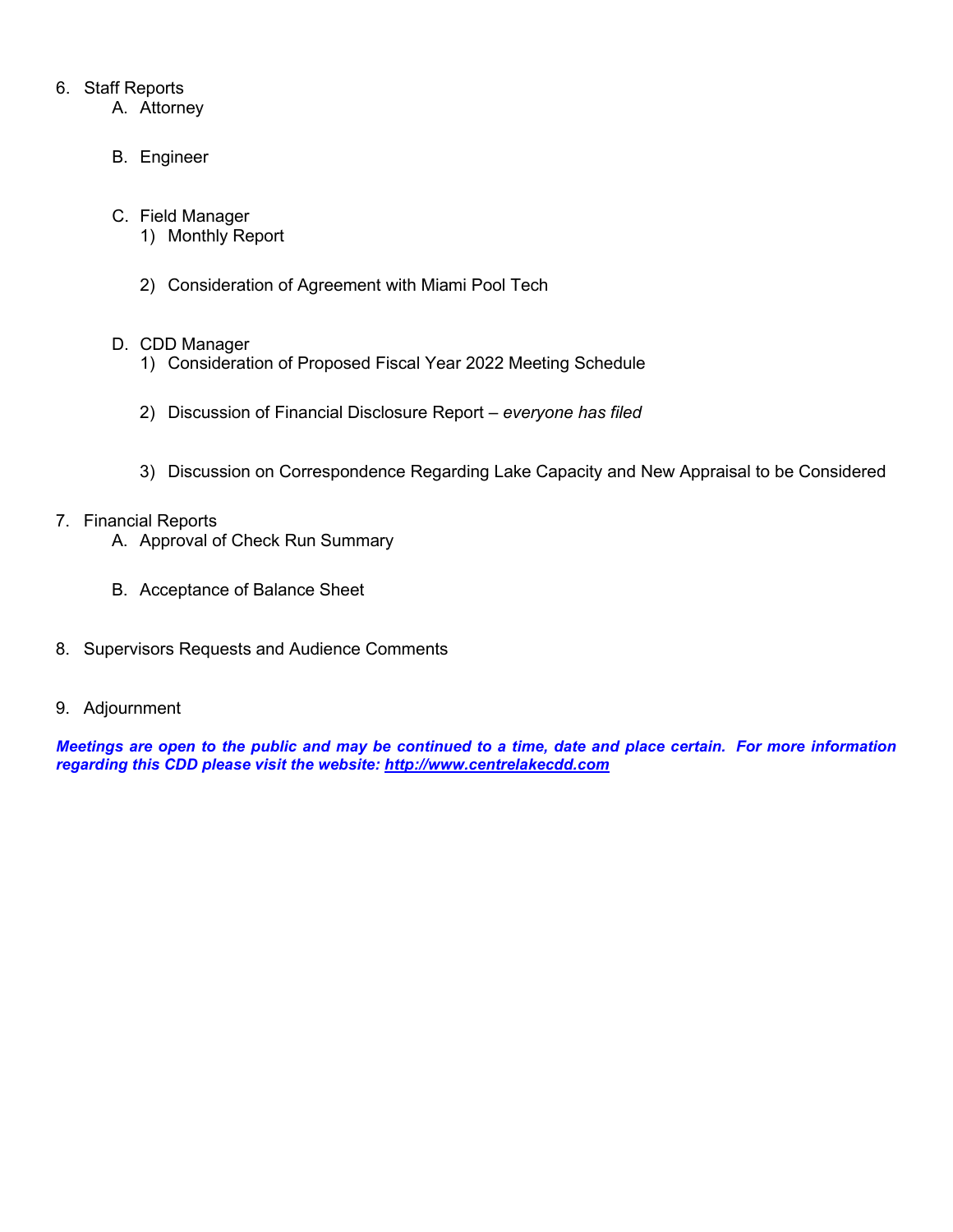6. Staff Reports
   A. Attorney

   B. Engineer

   C. Field Manager
      1) Monthly Report

      2) Consideration of Agreement with Miami Pool Tech

   D. CDD Manager
      1) Consideration of Proposed Fiscal Year 2022 Meeting Schedule

      2) Discussion of Financial Disclosure Report – *everyone has filed*

      3) Discussion on Correspondence Regarding Lake Capacity and New Appraisal to be Considered

7. Financial Reports
   A. Approval of Check Run Summary

   B. Acceptance of Balance Sheet

8. Supervisors Requests and Audience Comments

9. Adjournment

***Meetings are open to the public and may be continued to a time, date and place certain. For more information regarding this CDD please visit the website: http://www.centrelakecdd.com***